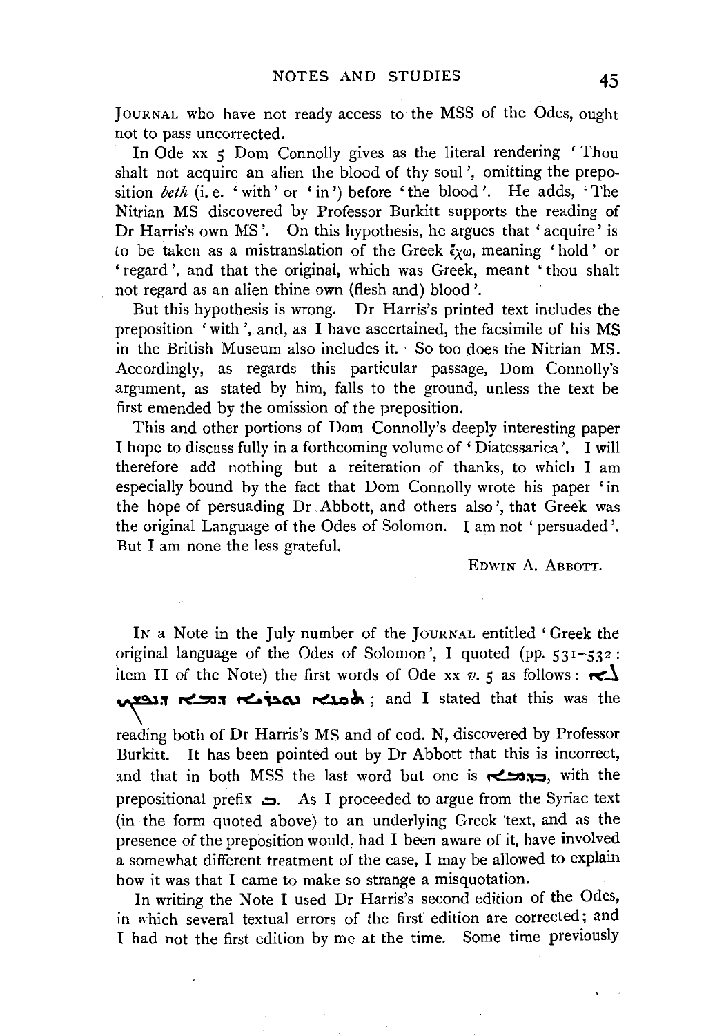JOURNAL who have not ready access to the MSS of the Odes, ought not to pass uncorrected.

In Ode xx 5 Dom Connolly gives as the literal rendering 'Thou shalt not acquire an alien the blood of thy soul', omitting the preposition *beth* (i. e. 'with' or 'in') before 'the blood'. He adds, 'The Nitrian MS discovered by Professor Burkitt supports the reading of Dr Harris's own MS'. On this hypothesis, he argues that 'acquire' is to be taken as a mistranslation of the Greek ἔχω, meaning 'hold' or 'regard', and that the original, which was Greek, meant 'thou shalt not regard as an alien thine own (flesh and) blood'.

But this hypothesis is wrong. Dr Harris's printed text includes the preposition 'with', and, as I have ascertained, the facsimile of his MS in the British Museum also includes it. So too does the Nitrian MS. Accordingly, as regards this particular passage, Dom Connolly's argument, as stated by him, falls to the ground, unless the text be first emended by the omission of the preposition.

This and other portions of Dom Connolly's deeply interesting paper I hope to discuss fully in a forthcoming volume of 'Diatessarica'. I will therefore add nothing but a reiteration of thanks, to which I am especially bound by the fact that Dom Connolly wrote his paper 'in the hope of persuading Dr Abbott, and others also', that Greek was the original Language of the Odes of Solomon. I am not 'persuaded'. But I am none the less grateful.

EDWIN A. ABBOTT.

---

IN a Note in the July number of the JOURNAL entitled 'Greek the original language of the Odes of Solomon', I quoted (pp. 531–532: item II of the Note) the first words of Ode xx *v.* 5 as follows: ܠܐ ܬܩܢܐ ܢܘܟܪܝܐ ܕܡܐ ܕܢܦܫܟ; and I stated that this was the reading both of Dr Harris's MS and of cod. N, discovered by Professor Burkitt. It has been pointed out by Dr Abbott that this is incorrect, and that in both MSS the last word but one is ܒܕܡܐ, with the prepositional prefix ܒ. As I proceeded to argue from the Syriac text (in the form quoted above) to an underlying Greek text, and as the presence of the preposition would, had I been aware of it, have involved a somewhat different treatment of the case, I may be allowed to explain how it was that I came to make so strange a misquotation.

In writing the Note I used Dr Harris's second edition of the Odes, in which several textual errors of the first edition are corrected; and I had not the first edition by me at the time. Some time previously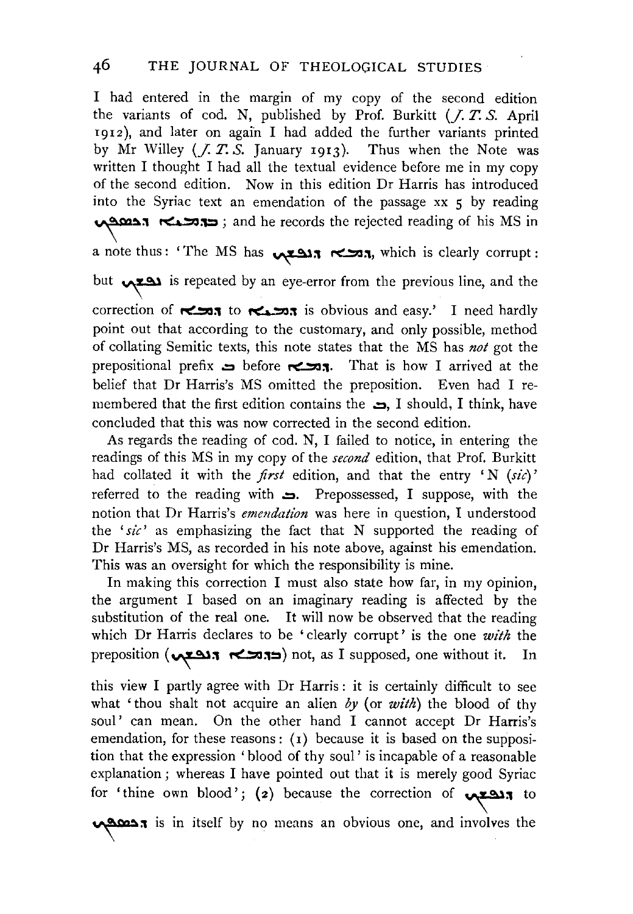I had entered in the margin of my copy of the second edition the variants of cod. N, published by Prof. Burkitt (*J. T. S.* April 1912), and later on again I had added the further variants printed by Mr Willey (*J. T. S.* January 1913). Thus when the Note was written I thought I had all the textual evidence before me in my copy of the second edition. Now in this edition Dr Harris has introduced into the Syriac text an emendation of the passage xx 5 by reading ܒܕܡܝܐ ܕܢܟܣܝܟ; and he records the rejected reading of his MS in a note thus: 'The MS has ܕܡܐ ܕܢܦܫܟ, which is clearly corrupt: but ܢܦܫܟ is repeated by an eye-error from the previous line, and the correction of ܕܡܐ to ܕܡܝܐ is obvious and easy.' I need hardly point out that according to the customary, and only possible, method of collating Semitic texts, this note states that the MS has *not* got the prepositional prefix ܒ before ܕܡܐ. That is how I arrived at the belief that Dr Harris's MS omitted the preposition. Even had I remembered that the first edition contains the ܒ, I should, I think, have concluded that this was now corrected in the second edition.

As regards the reading of cod. N, I failed to notice, in entering the readings of this MS in my copy of the *second* edition, that Prof. Burkitt had collated it with the *first* edition, and that the entry 'N (*sic*)' referred to the reading with ܒ. Prepossessed, I suppose, with the notion that Dr Harris's *emendation* was here in question, I understood the '*sic*' as emphasizing the fact that N supported the reading of Dr Harris's MS, as recorded in his note above, against his emendation. This was an oversight for which the responsibility is mine.

In making this correction I must also state how far, in my opinion, the argument I based on an imaginary reading is affected by the substitution of the real one. It will now be observed that the reading which Dr Harris declares to be 'clearly corrupt' is the one *with* the preposition (ܒܕܡܐ ܕܢܦܫܟ) not, as I supposed, one without it. In this view I partly agree with Dr Harris: it is certainly difficult to see what 'thou shalt not acquire an alien *by* (or *with*) the blood of thy soul' can mean. On the other hand I cannot accept Dr Harris's emendation, for these reasons: (1) because it is based on the supposition that the expression 'blood of thy soul' is incapable of a reasonable explanation; whereas I have pointed out that it is merely good Syriac for 'thine own blood'; (2) because the correction of ܕܢܦܫܟ to ܕܢܟܣܝܟ is in itself by no means an obvious one, and involves the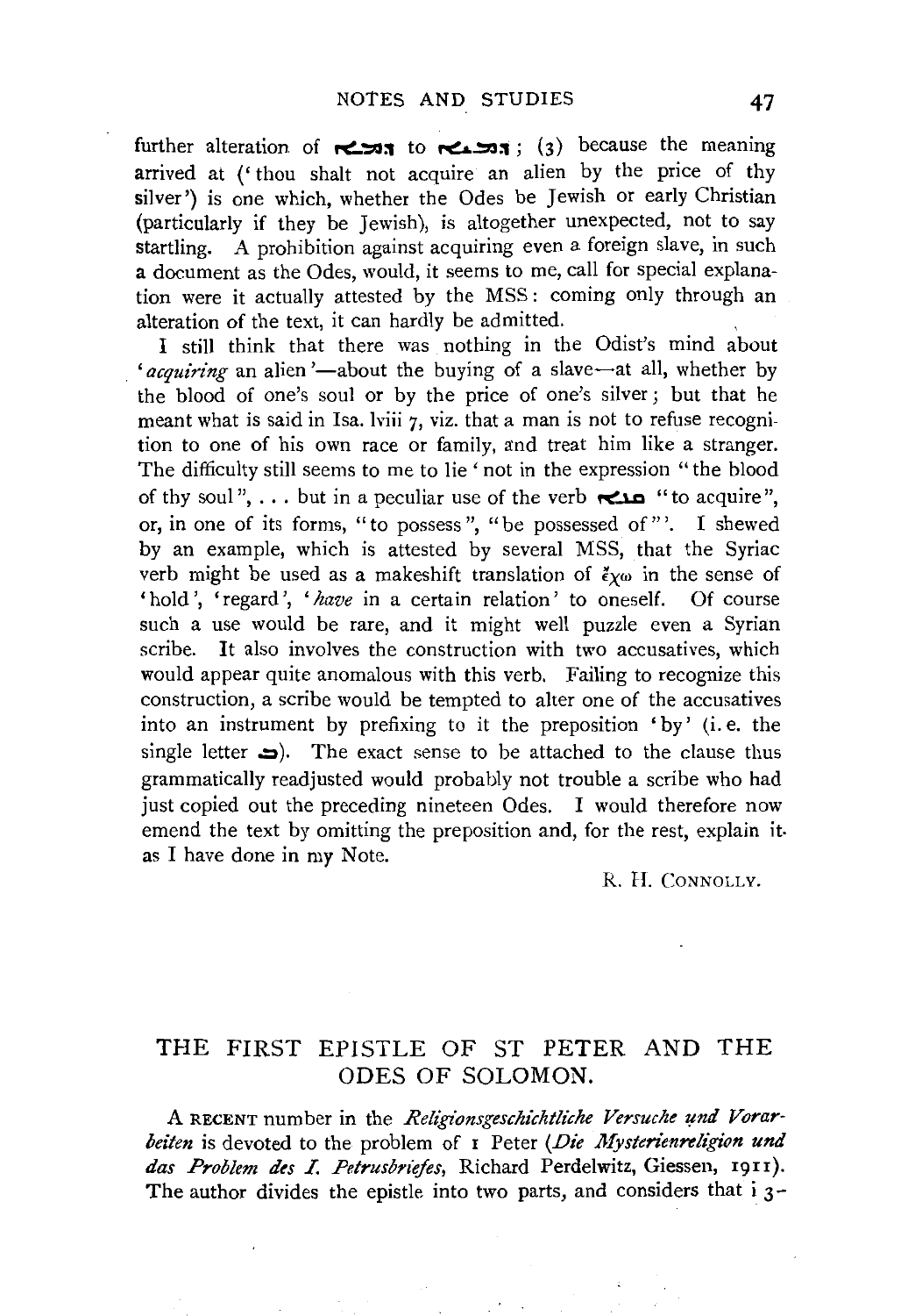further alteration of ܕܡܝܐ to ܕܕܡܝܐ; (3) because the meaning arrived at ('thou shalt not acquire an alien by the price of thy silver') is one which, whether the Odes be Jewish or early Christian (particularly if they be Jewish), is altogether unexpected, not to say startling. A prohibition against acquiring even a foreign slave, in such a document as the Odes, would, it seems to me, call for special explanation were it actually attested by the MSS: coming only through an alteration of the text, it can hardly be admitted.

I still think that there was nothing in the Odist's mind about '*acquiring* an alien'—about the buying of a slave—at all, whether by the blood of one's soul or by the price of one's silver; but that he meant what is said in Isa. lviii 7, viz. that a man is not to refuse recognition to one of his own race or family, and treat him like a stranger. The difficulty still seems to me to lie 'not in the expression "the blood of thy soul", . . . but in a peculiar use of the verb ܩܢܐ "to acquire", or, in one of its forms, "to possess", "be possessed of"'. I shewed by an example, which is attested by several MSS, that the Syriac verb might be used as a makeshift translation of ἔχω in the sense of 'hold', 'regard', '*have* in a certain relation' to oneself. Of course such a use would be rare, and it might well puzzle even a Syrian scribe. It also involves the construction with two accusatives, which would appear quite anomalous with this verb. Failing to recognize this construction, a scribe would be tempted to alter one of the accusatives into an instrument by prefixing to it the preposition 'by' (i.e. the single letter ܒ). The exact sense to be attached to the clause thus grammatically readjusted would probably not trouble a scribe who had just copied out the preceding nineteen Odes. I would therefore now emend the text by omitting the preposition and, for the rest, explain it as I have done in my Note.

R. H. Connolly.

## THE FIRST EPISTLE OF ST PETER AND THE ODES OF SOLOMON.

A recent number in the *Religionsgeschichtliche Versuche und Vorarbeiten* is devoted to the problem of 1 Peter (*Die Mysterienreligion und das Problem des I. Petrusbriefes*, Richard Perdelwitz, Giessen, 1911). The author divides the epistle into two parts, and considers that i 3–